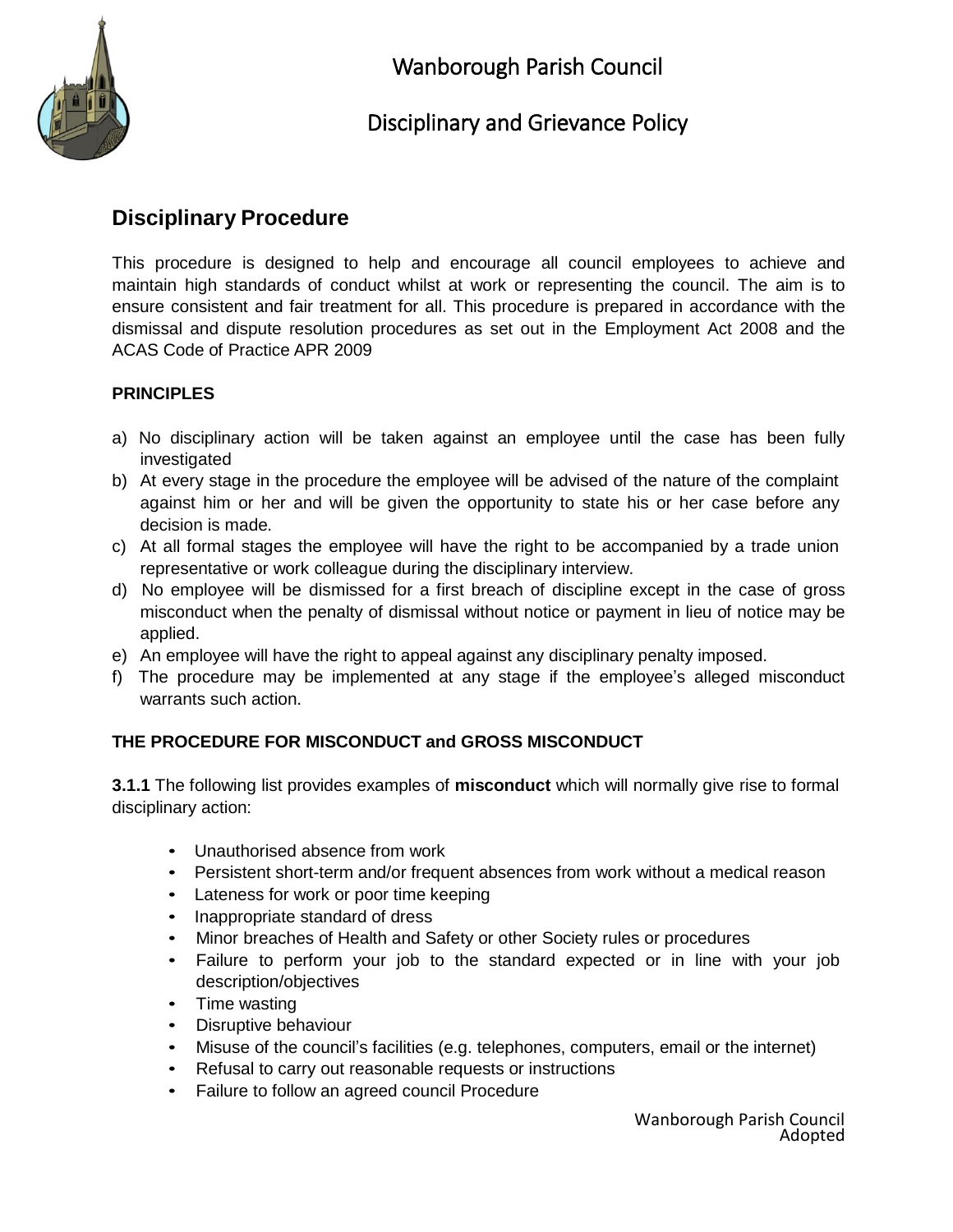# Wanborough Parish Council

## Disciplinary and Grievance Policy

## Disciplinary Procedure

This procedure is designed to help and encourage all council employees to achieve and maintain high standards of conduct whilst at work or representing the council. The aim is to ensure consistent and fair treatment for all. This procedure is prepared in accordance with the dismissal and dispute resolution procedures as set out in the Employment Act 2008 and the ACAS Code of Practice APR 2009

### PRINCIPLES

a) No disciplinary action will be taken against an employee until the case has been fully investigated
b) At every stage in the procedure the employee will be advised of the nature of the complaint against him or her and will be given the opportunity to state his or her case before any decision is made.
c) At all formal stages the employee will have the right to be accompanied by a trade union representative or work colleague during the disciplinary interview.
d) No employee will be dismissed for a first breach of discipline except in the case of gross misconduct when the penalty of dismissal without notice or payment in lieu of notice may be applied.
e) An employee will have the right to appeal against any disciplinary penalty imposed.
f) The procedure may be implemented at any stage if the employee's alleged misconduct warrants such action.

### THE PROCEDURE FOR MISCONDUCT and GROSS MISCONDUCT

**3.1.1** The following list provides examples of **misconduct** which will normally give rise to formal disciplinary action:

- Unauthorised absence from work
- Persistent short-term and/or frequent absences from work without a medical reason
- Lateness for work or poor time keeping
- Inappropriate standard of dress
- Minor breaches of Health and Safety or other Society rules or procedures
- Failure to perform your job to the standard expected or in line with your job description/objectives
- Time wasting
- Disruptive behaviour
- Misuse of the council's facilities (e.g. telephones, computers, email or the internet)
- Refusal to carry out reasonable requests or instructions
- Failure to follow an agreed council Procedure

Wanborough Parish Council
Adopted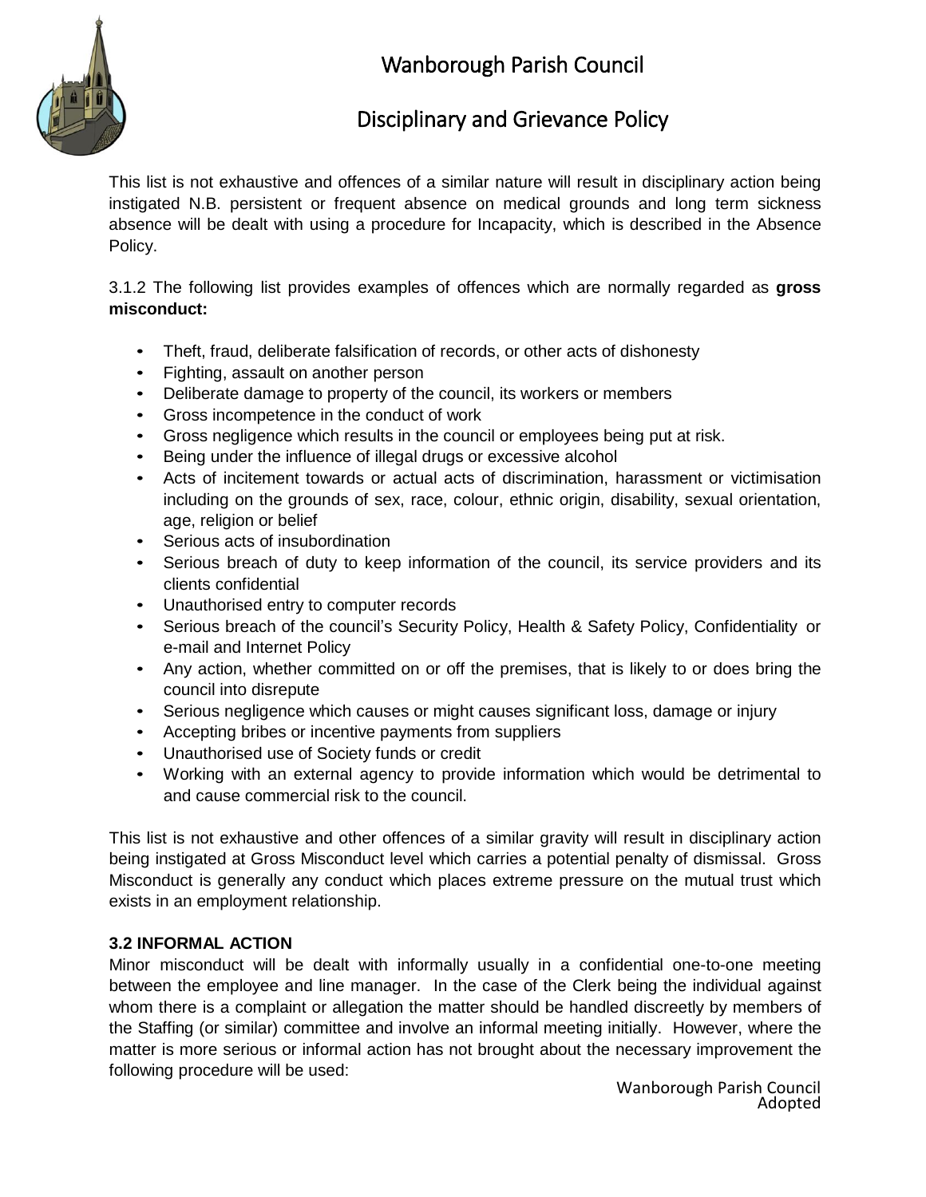This list is not exhaustive and offences of a similar nature will result in disciplinary action being instigated N.B. persistent or frequent absence on medical grounds and long term sickness absence will be dealt with using a procedure for Incapacity, which is described in the Absence Policy.

3.1.2 The following list provides examples of offences which are normally regarded as **gross misconduct:**

- Theft, fraud, deliberate falsification of records, or other acts of dishonesty
- Fighting, assault on another person
- Deliberate damage to property of the council, its workers or members
- Gross incompetence in the conduct of work
- Gross negligence which results in the council or employees being put at risk.
- Being under the influence of illegal drugs or excessive alcohol
- Acts of incitement towards or actual acts of discrimination, harassment or victimisation including on the grounds of sex, race, colour, ethnic origin, disability, sexual orientation, age, religion or belief
- Serious acts of insubordination
- Serious breach of duty to keep information of the council, its service providers and its clients confidential
- Unauthorised entry to computer records
- Serious breach of the council's Security Policy, Health & Safety Policy, Confidentiality or e-mail and Internet Policy
- Any action, whether committed on or off the premises, that is likely to or does bring the council into disrepute
- Serious negligence which causes or might causes significant loss, damage or injury
- Accepting bribes or incentive payments from suppliers
- Unauthorised use of Society funds or credit
- Working with an external agency to provide information which would be detrimental to and cause commercial risk to the council.

This list is not exhaustive and other offences of a similar gravity will result in disciplinary action being instigated at Gross Misconduct level which carries a potential penalty of dismissal. Gross Misconduct is generally any conduct which places extreme pressure on the mutual trust which exists in an employment relationship.

**3.2 INFORMAL ACTION**

Minor misconduct will be dealt with informally usually in a confidential one-to-one meeting between the employee and line manager. In the case of the Clerk being the individual against whom there is a complaint or allegation the matter should be handled discreetly by members of the Staffing (or similar) committee and involve an informal meeting initially. However, where the matter is more serious or informal action has not brought about the necessary improvement the following procedure will be used: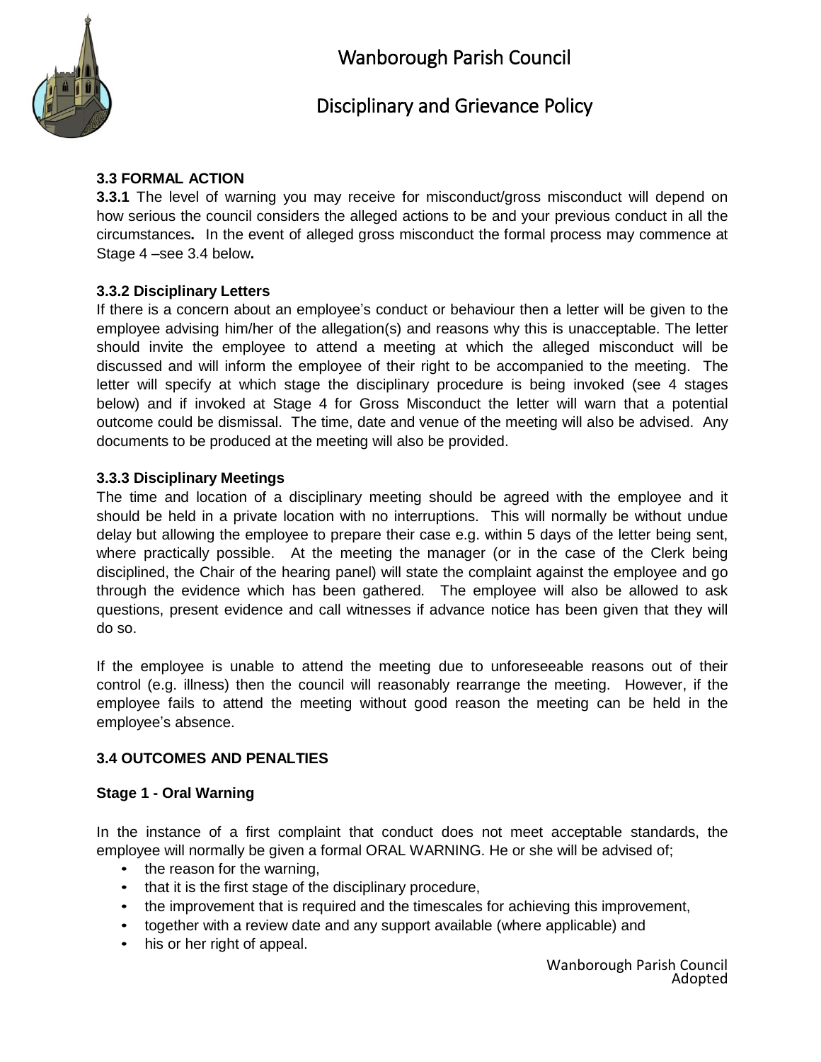### 3.3 FORMAL ACTION

**3.3.1** The level of warning you may receive for misconduct/gross misconduct will depend on how serious the council considers the alleged actions to be and your previous conduct in all the circumstances**.** In the event of alleged gross misconduct the formal process may commence at Stage 4 –see 3.4 below**.**

**3.3.2 Disciplinary Letters**

If there is a concern about an employee's conduct or behaviour then a letter will be given to the employee advising him/her of the allegation(s) and reasons why this is unacceptable. The letter should invite the employee to attend a meeting at which the alleged misconduct will be discussed and will inform the employee of their right to be accompanied to the meeting. The letter will specify at which stage the disciplinary procedure is being invoked (see 4 stages below) and if invoked at Stage 4 for Gross Misconduct the letter will warn that a potential outcome could be dismissal. The time, date and venue of the meeting will also be advised. Any documents to be produced at the meeting will also be provided.

**3.3.3 Disciplinary Meetings**

The time and location of a disciplinary meeting should be agreed with the employee and it should be held in a private location with no interruptions. This will normally be without undue delay but allowing the employee to prepare their case e.g. within 5 days of the letter being sent, where practically possible. At the meeting the manager (or in the case of the Clerk being disciplined, the Chair of the hearing panel) will state the complaint against the employee and go through the evidence which has been gathered. The employee will also be allowed to ask questions, present evidence and call witnesses if advance notice has been given that they will do so.

If the employee is unable to attend the meeting due to unforeseeable reasons out of their control (e.g. illness) then the council will reasonably rearrange the meeting. However, if the employee fails to attend the meeting without good reason the meeting can be held in the employee's absence.

### 3.4 OUTCOMES AND PENALTIES

**Stage 1 - Oral Warning**

In the instance of a first complaint that conduct does not meet acceptable standards, the employee will normally be given a formal ORAL WARNING. He or she will be advised of;

- the reason for the warning,
- that it is the first stage of the disciplinary procedure,
- the improvement that is required and the timescales for achieving this improvement,
- together with a review date and any support available (where applicable) and
- his or her right of appeal.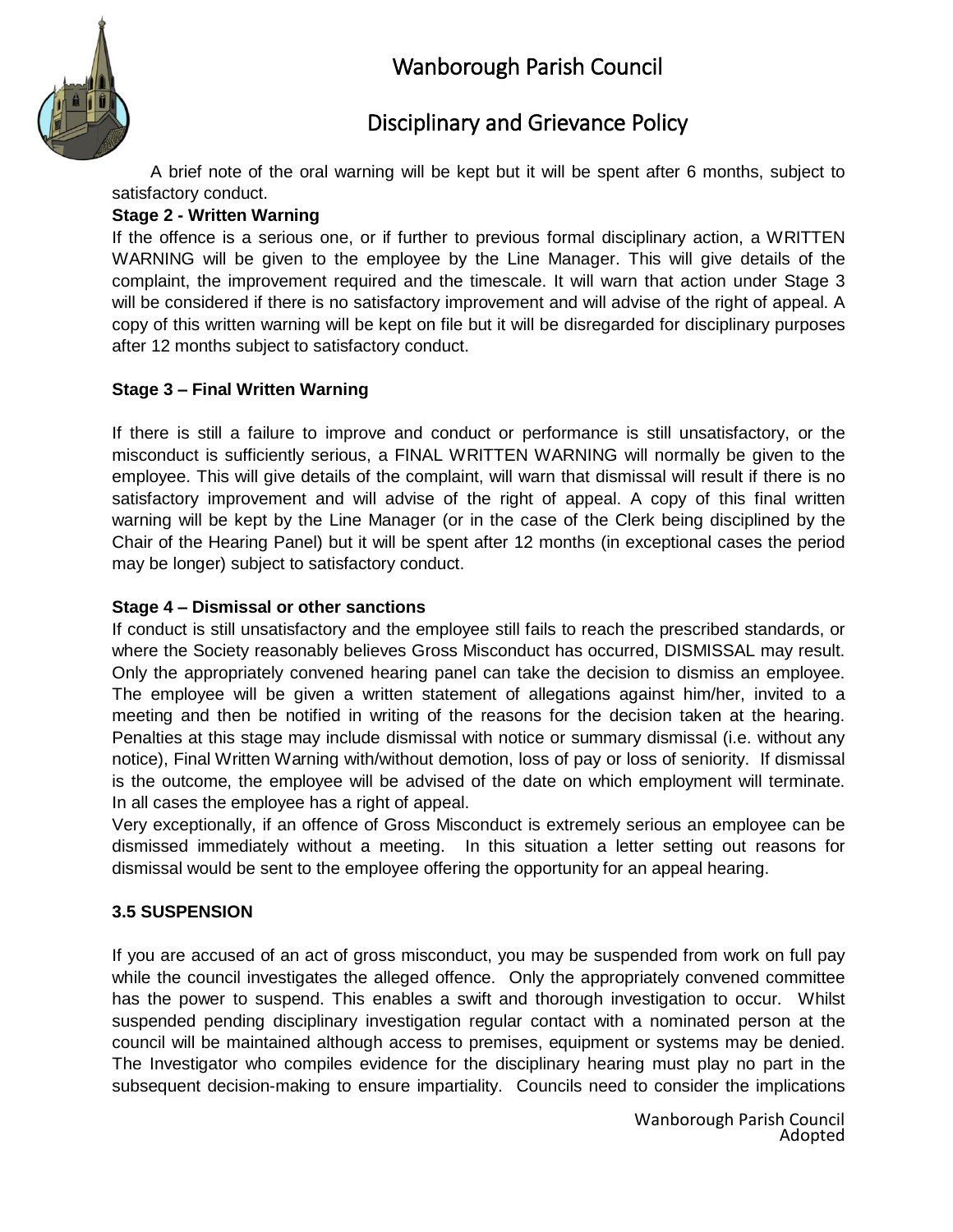A brief note of the oral warning will be kept but it will be spent after 6 months, subject to satisfactory conduct.

**Stage 2 - Written Warning**

If the offence is a serious one, or if further to previous formal disciplinary action, a WRITTEN WARNING will be given to the employee by the Line Manager. This will give details of the complaint, the improvement required and the timescale. It will warn that action under Stage 3 will be considered if there is no satisfactory improvement and will advise of the right of appeal. A copy of this written warning will be kept on file but it will be disregarded for disciplinary purposes after 12 months subject to satisfactory conduct.

**Stage 3 – Final Written Warning**

If there is still a failure to improve and conduct or performance is still unsatisfactory, or the misconduct is sufficiently serious, a FINAL WRITTEN WARNING will normally be given to the employee. This will give details of the complaint, will warn that dismissal will result if there is no satisfactory improvement and will advise of the right of appeal. A copy of this final written warning will be kept by the Line Manager (or in the case of the Clerk being disciplined by the Chair of the Hearing Panel) but it will be spent after 12 months (in exceptional cases the period may be longer) subject to satisfactory conduct.

**Stage 4 – Dismissal or other sanctions**

If conduct is still unsatisfactory and the employee still fails to reach the prescribed standards, or where the Society reasonably believes Gross Misconduct has occurred, DISMISSAL may result. Only the appropriately convened hearing panel can take the decision to dismiss an employee. The employee will be given a written statement of allegations against him/her, invited to a meeting and then be notified in writing of the reasons for the decision taken at the hearing. Penalties at this stage may include dismissal with notice or summary dismissal (i.e. without any notice), Final Written Warning with/without demotion, loss of pay or loss of seniority. If dismissal is the outcome, the employee will be advised of the date on which employment will terminate. In all cases the employee has a right of appeal.

Very exceptionally, if an offence of Gross Misconduct is extremely serious an employee can be dismissed immediately without a meeting. In this situation a letter setting out reasons for dismissal would be sent to the employee offering the opportunity for an appeal hearing.

**3.5 SUSPENSION**

If you are accused of an act of gross misconduct, you may be suspended from work on full pay while the council investigates the alleged offence. Only the appropriately convened committee has the power to suspend. This enables a swift and thorough investigation to occur. Whilst suspended pending disciplinary investigation regular contact with a nominated person at the council will be maintained although access to premises, equipment or systems may be denied. The Investigator who compiles evidence for the disciplinary hearing must play no part in the subsequent decision-making to ensure impartiality. Councils need to consider the implications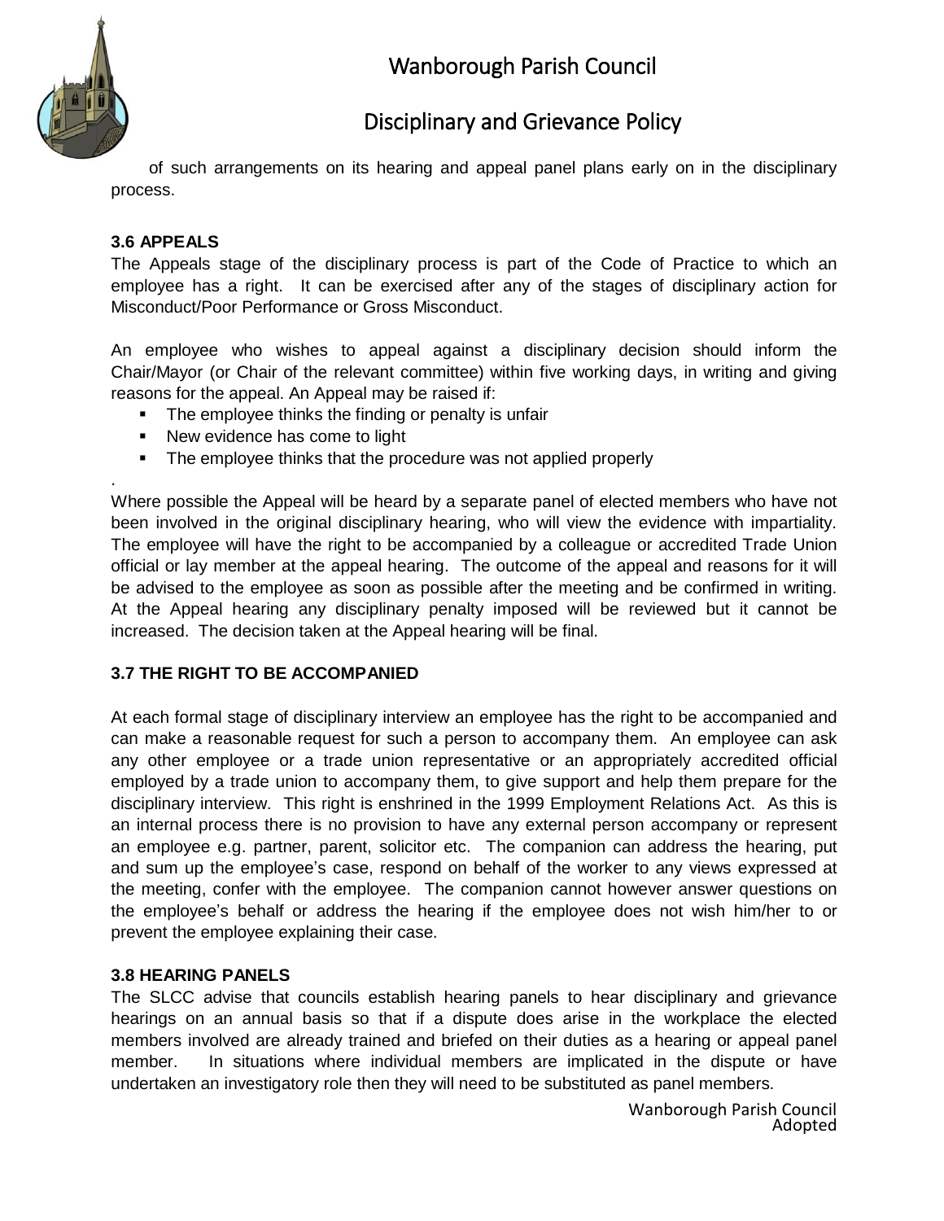of such arrangements on its hearing and appeal panel plans early on in the disciplinary process.

### 3.6 APPEALS

The Appeals stage of the disciplinary process is part of the Code of Practice to which an employee has a right. It can be exercised after any of the stages of disciplinary action for Misconduct/Poor Performance or Gross Misconduct.

An employee who wishes to appeal against a disciplinary decision should inform the Chair/Mayor (or Chair of the relevant committee) within five working days, in writing and giving reasons for the appeal. An Appeal may be raised if:

- The employee thinks the finding or penalty is unfair
- New evidence has come to light
- The employee thinks that the procedure was not applied properly

.
Where possible the Appeal will be heard by a separate panel of elected members who have not been involved in the original disciplinary hearing, who will view the evidence with impartiality. The employee will have the right to be accompanied by a colleague or accredited Trade Union official or lay member at the appeal hearing. The outcome of the appeal and reasons for it will be advised to the employee as soon as possible after the meeting and be confirmed in writing. At the Appeal hearing any disciplinary penalty imposed will be reviewed but it cannot be increased. The decision taken at the Appeal hearing will be final.

### 3.7 THE RIGHT TO BE ACCOMPANIED

At each formal stage of disciplinary interview an employee has the right to be accompanied and can make a reasonable request for such a person to accompany them. An employee can ask any other employee or a trade union representative or an appropriately accredited official employed by a trade union to accompany them, to give support and help them prepare for the disciplinary interview. This right is enshrined in the 1999 Employment Relations Act. As this is an internal process there is no provision to have any external person accompany or represent an employee e.g. partner, parent, solicitor etc. The companion can address the hearing, put and sum up the employee's case, respond on behalf of the worker to any views expressed at the meeting, confer with the employee. The companion cannot however answer questions on the employee's behalf or address the hearing if the employee does not wish him/her to or prevent the employee explaining their case.

### 3.8 HEARING PANELS

The SLCC advise that councils establish hearing panels to hear disciplinary and grievance hearings on an annual basis so that if a dispute does arise in the workplace the elected members involved are already trained and briefed on their duties as a hearing or appeal panel member. In situations where individual members are implicated in the dispute or have undertaken an investigatory role then they will need to be substituted as panel members.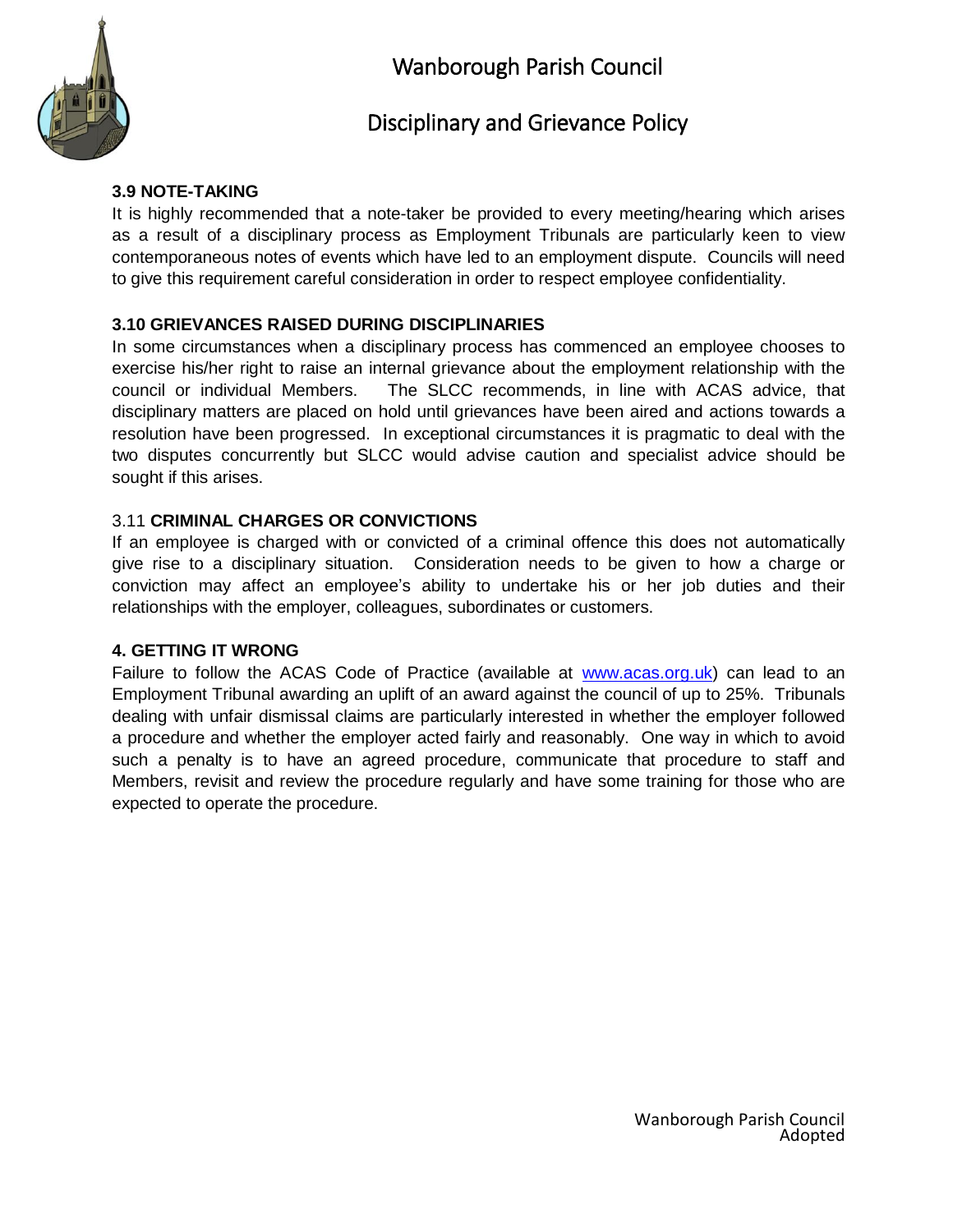**3.9 NOTE-TAKING**

It is highly recommended that a note-taker be provided to every meeting/hearing which arises as a result of a disciplinary process as Employment Tribunals are particularly keen to view contemporaneous notes of events which have led to an employment dispute. Councils will need to give this requirement careful consideration in order to respect employee confidentiality.

**3.10 GRIEVANCES RAISED DURING DISCIPLINARIES**

In some circumstances when a disciplinary process has commenced an employee chooses to exercise his/her right to raise an internal grievance about the employment relationship with the council or individual Members. The SLCC recommends, in line with ACAS advice, that disciplinary matters are placed on hold until grievances have been aired and actions towards a resolution have been progressed. In exceptional circumstances it is pragmatic to deal with the two disputes concurrently but SLCC would advise caution and specialist advice should be sought if this arises.

3.11 **CRIMINAL CHARGES OR CONVICTIONS**

If an employee is charged with or convicted of a criminal offence this does not automatically give rise to a disciplinary situation. Consideration needs to be given to how a charge or conviction may affect an employee's ability to undertake his or her job duties and their relationships with the employer, colleagues, subordinates or customers.

**4. GETTING IT WRONG**

Failure to follow the ACAS Code of Practice (available at www.acas.org.uk) can lead to an Employment Tribunal awarding an uplift of an award against the council of up to 25%. Tribunals dealing with unfair dismissal claims are particularly interested in whether the employer followed a procedure and whether the employer acted fairly and reasonably. One way in which to avoid such a penalty is to have an agreed procedure, communicate that procedure to staff and Members, revisit and review the procedure regularly and have some training for those who are expected to operate the procedure.